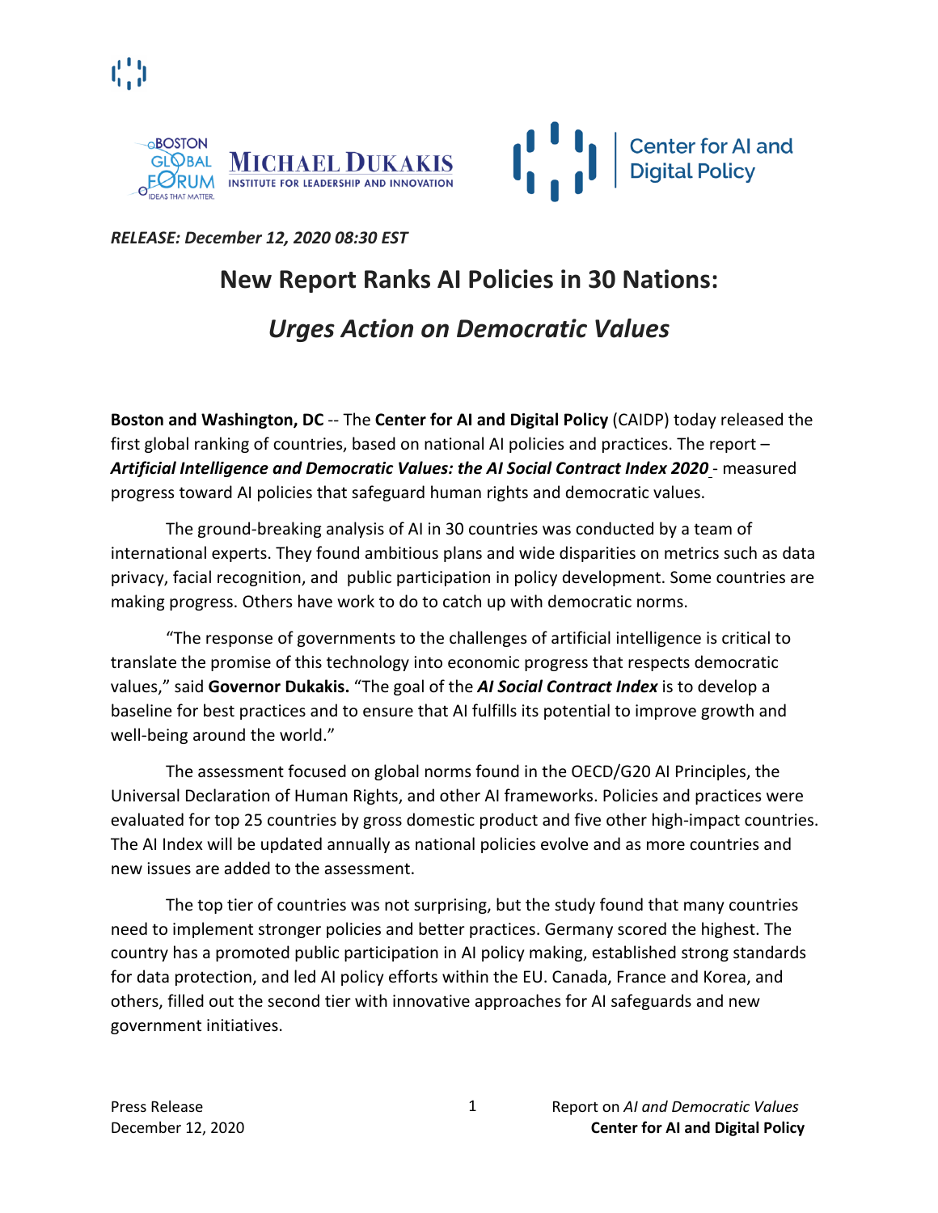*RELEASE: December 12, 2020 08:30 EST*

# New Report Ranks AI Policies in 30 Nations:

## *Urges Action on Democratic Values*

**Boston and Washington, DC** -- The **Center for AI and Digital Policy** (CAIDP) today released the first global ranking of countries, based on national AI policies and practices. The report – ***Artificial Intelligence and Democratic Values: the AI Social Contract Index 2020*** - measured progress toward AI policies that safeguard human rights and democratic values.

The ground-breaking analysis of AI in 30 countries was conducted by a team of international experts. They found ambitious plans and wide disparities on metrics such as data privacy, facial recognition, and public participation in policy development. Some countries are making progress. Others have work to do to catch up with democratic norms.

"The response of governments to the challenges of artificial intelligence is critical to translate the promise of this technology into economic progress that respects democratic values," said **Governor Dukakis.** "The goal of the ***AI Social Contract Index*** is to develop a baseline for best practices and to ensure that AI fulfills its potential to improve growth and well-being around the world."

The assessment focused on global norms found in the OECD/G20 AI Principles, the Universal Declaration of Human Rights, and other AI frameworks. Policies and practices were evaluated for top 25 countries by gross domestic product and five other high-impact countries. The AI Index will be updated annually as national policies evolve and as more countries and new issues are added to the assessment.

The top tier of countries was not surprising, but the study found that many countries need to implement stronger policies and better practices. Germany scored the highest. The country has a promoted public participation in AI policy making, established strong standards for data protection, and led AI policy efforts within the EU. Canada, France and Korea, and others, filled out the second tier with innovative approaches for AI safeguards and new government initiatives.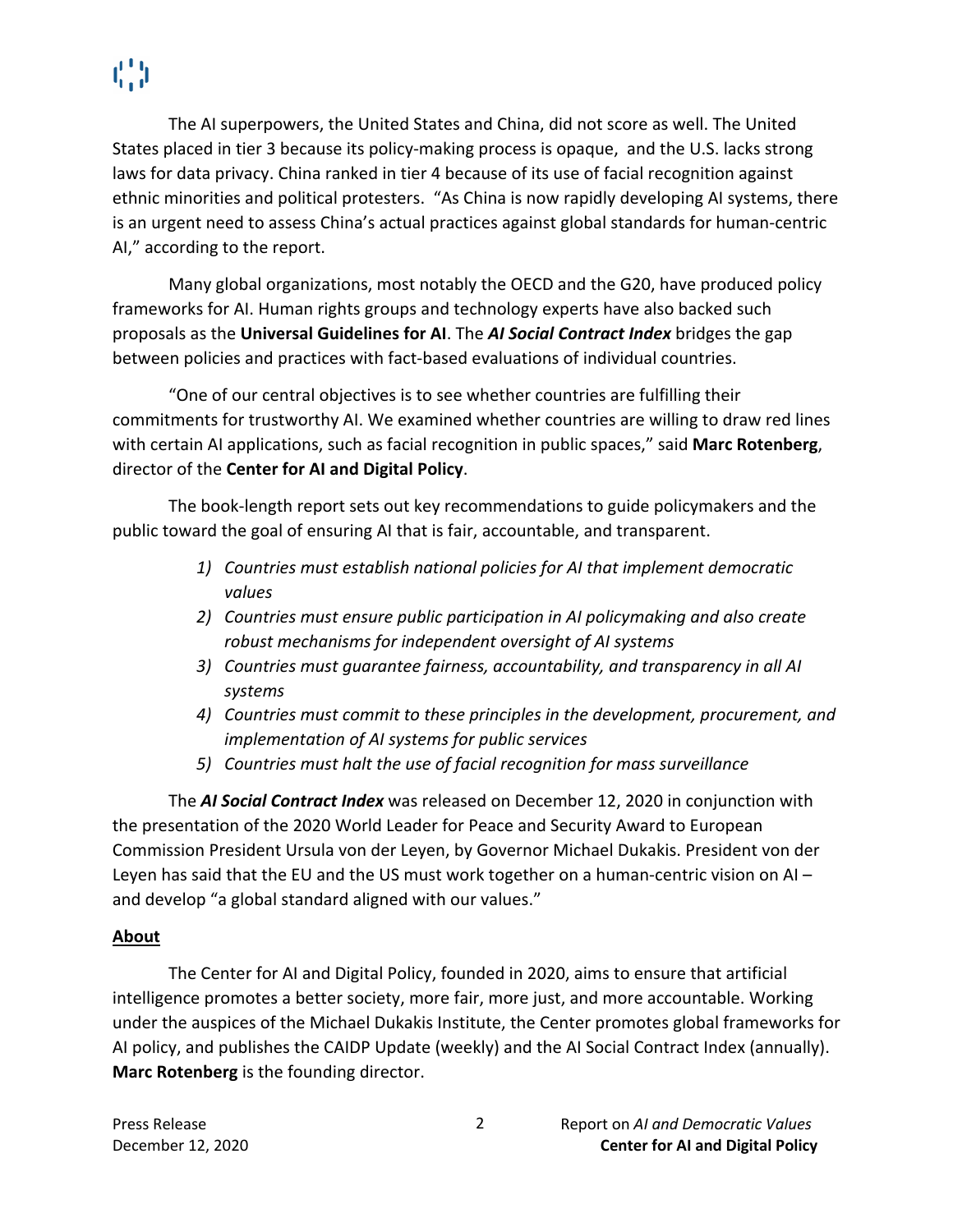The AI superpowers, the United States and China, did not score as well. The United States placed in tier 3 because its policy-making process is opaque, and the U.S. lacks strong laws for data privacy. China ranked in tier 4 because of its use of facial recognition against ethnic minorities and political protesters. "As China is now rapidly developing AI systems, there is an urgent need to assess China's actual practices against global standards for human-centric AI," according to the report.

Many global organizations, most notably the OECD and the G20, have produced policy frameworks for AI. Human rights groups and technology experts have also backed such proposals as the **Universal Guidelines for AI**. The ***AI Social Contract Index*** bridges the gap between policies and practices with fact-based evaluations of individual countries.

"One of our central objectives is to see whether countries are fulfilling their commitments for trustworthy AI. We examined whether countries are willing to draw red lines with certain AI applications, such as facial recognition in public spaces," said **Marc Rotenberg**, director of the **Center for AI and Digital Policy**.

The book-length report sets out key recommendations to guide policymakers and the public toward the goal of ensuring AI that is fair, accountable, and transparent.

1) *Countries must establish national policies for AI that implement democratic values*
2) *Countries must ensure public participation in AI policymaking and also create robust mechanisms for independent oversight of AI systems*
3) *Countries must guarantee fairness, accountability, and transparency in all AI systems*
4) *Countries must commit to these principles in the development, procurement, and implementation of AI systems for public services*
5) *Countries must halt the use of facial recognition for mass surveillance*

The ***AI Social Contract Index*** was released on December 12, 2020 in conjunction with the presentation of the 2020 World Leader for Peace and Security Award to European Commission President Ursula von der Leyen, by Governor Michael Dukakis. President von der Leyen has said that the EU and the US must work together on a human-centric vision on AI – and develop "a global standard aligned with our values."

## About

The Center for AI and Digital Policy, founded in 2020, aims to ensure that artificial intelligence promotes a better society, more fair, more just, and more accountable. Working under the auspices of the Michael Dukakis Institute, the Center promotes global frameworks for AI policy, and publishes the CAIDP Update (weekly) and the AI Social Contract Index (annually). **Marc Rotenberg** is the founding director.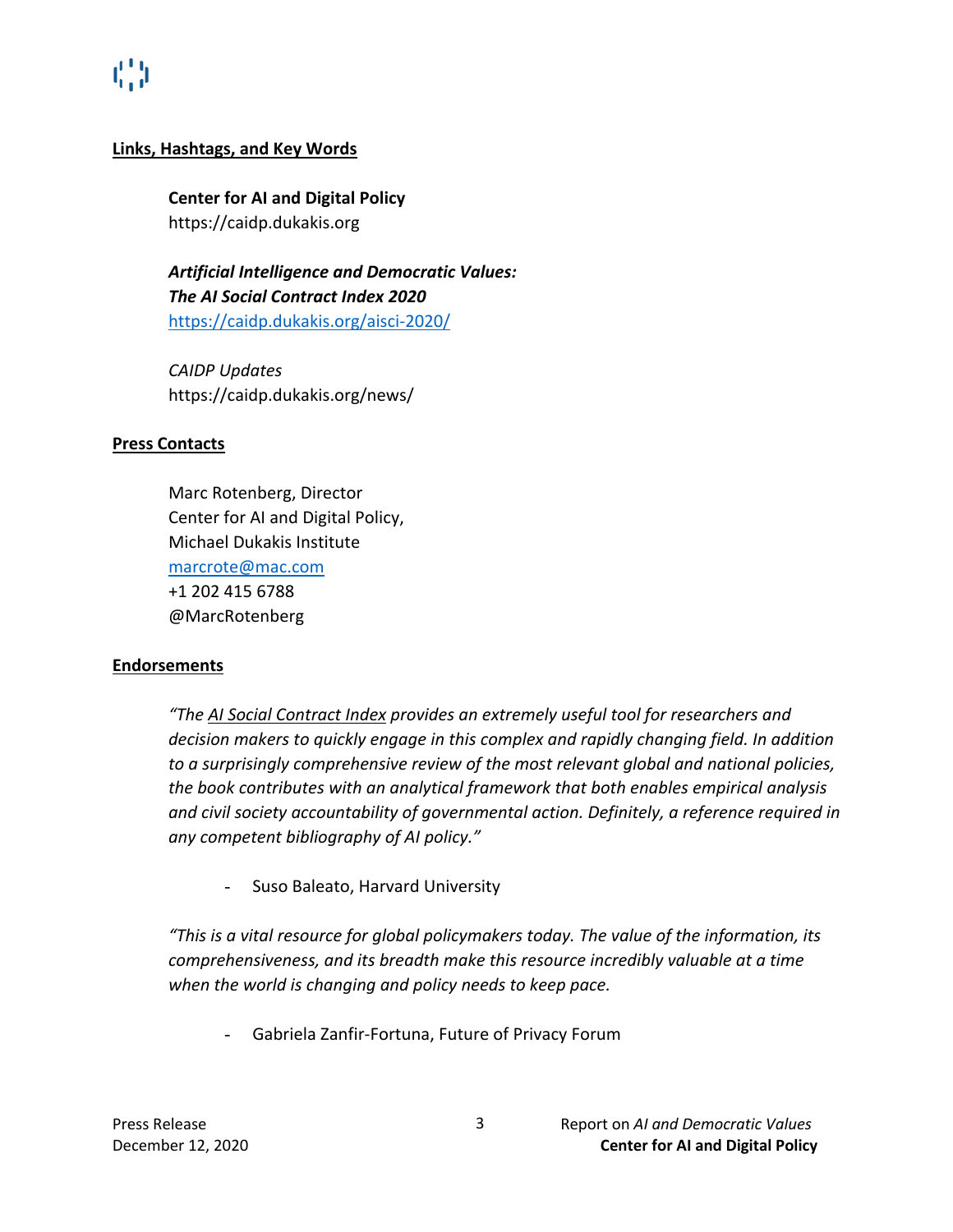**Links, Hashtags, and Key Words**

**Center for AI and Digital Policy**
https://caidp.dukakis.org

***Artificial Intelligence and Democratic Values: The AI Social Contract Index 2020***
https://caidp.dukakis.org/aisci-2020/

*CAIDP Updates*
https://caidp.dukakis.org/news/

**Press Contacts**

Marc Rotenberg, Director
Center for AI and Digital Policy,
Michael Dukakis Institute
marcrote@mac.com
+1 202 415 6788
@MarcRotenberg

**Endorsements**

*"The AI Social Contract Index provides an extremely useful tool for researchers and decision makers to quickly engage in this complex and rapidly changing field. In addition to a surprisingly comprehensive review of the most relevant global and national policies, the book contributes with an analytical framework that both enables empirical analysis and civil society accountability of governmental action. Definitely, a reference required in any competent bibliography of AI policy."*

- Suso Baleato, Harvard University

*"This is a vital resource for global policymakers today. The value of the information, its comprehensiveness, and its breadth make this resource incredibly valuable at a time when the world is changing and policy needs to keep pace.*

- Gabriela Zanfir-Fortuna, Future of Privacy Forum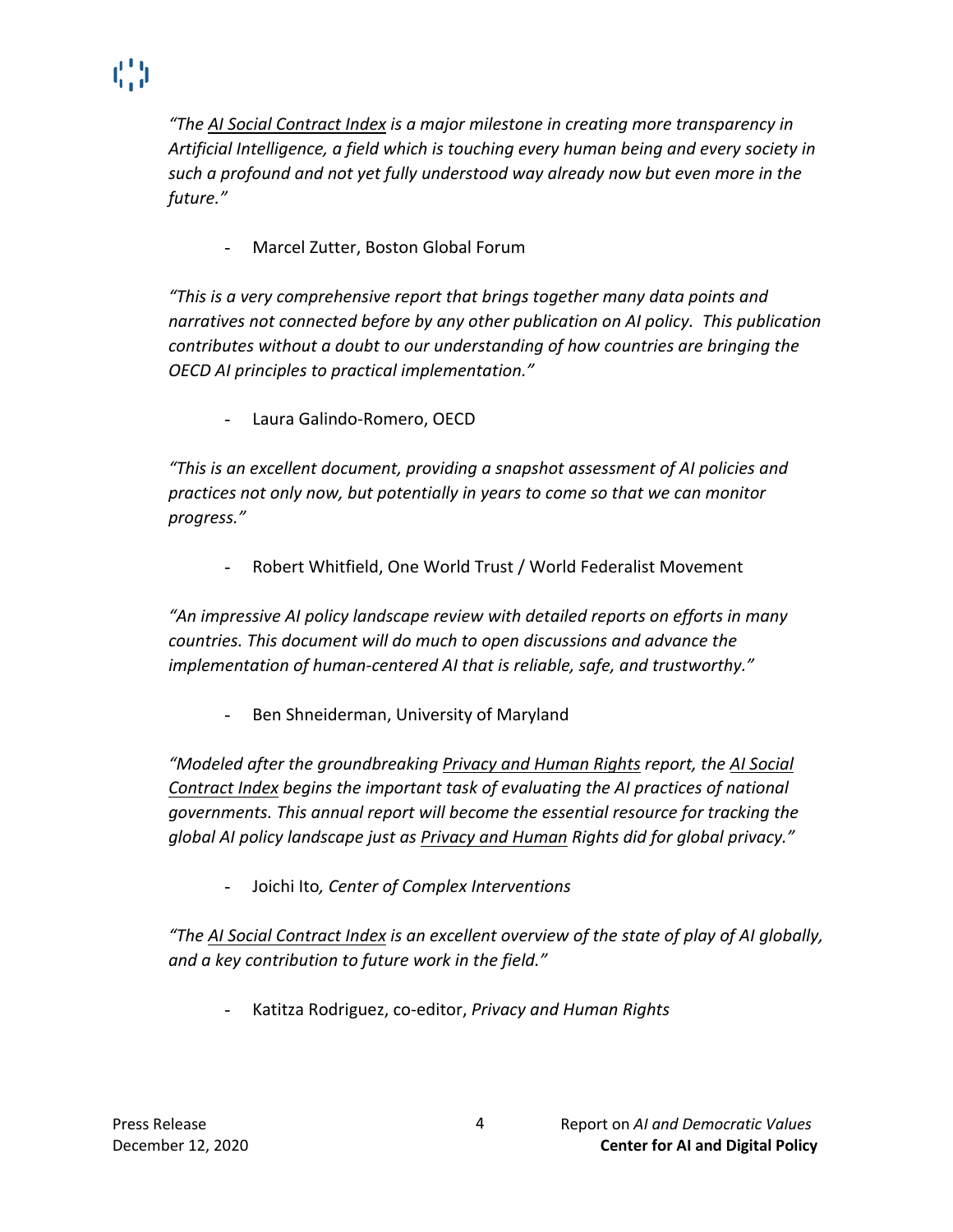*"The AI Social Contract Index is a major milestone in creating more transparency in Artificial Intelligence, a field which is touching every human being and every society in such a profound and not yet fully understood way already now but even more in the future."*

- Marcel Zutter, Boston Global Forum

*"This is a very comprehensive report that brings together many data points and narratives not connected before by any other publication on AI policy. This publication contributes without a doubt to our understanding of how countries are bringing the OECD AI principles to practical implementation."*

- Laura Galindo-Romero, OECD

*"This is an excellent document, providing a snapshot assessment of AI policies and practices not only now, but potentially in years to come so that we can monitor progress."*

- Robert Whitfield, One World Trust / World Federalist Movement

*"An impressive AI policy landscape review with detailed reports on efforts in many countries. This document will do much to open discussions and advance the implementation of human-centered AI that is reliable, safe, and trustworthy."*

- Ben Shneiderman, University of Maryland

*"Modeled after the groundbreaking Privacy and Human Rights report, the AI Social Contract Index begins the important task of evaluating the AI practices of national governments. This annual report will become the essential resource for tracking the global AI policy landscape just as Privacy and Human Rights did for global privacy."*

- Joichi Ito*, Center of Complex Interventions*

*"The AI Social Contract Index is an excellent overview of the state of play of AI globally, and a key contribution to future work in the field."*

- Katitza Rodriguez, co-editor, *Privacy and Human Rights*